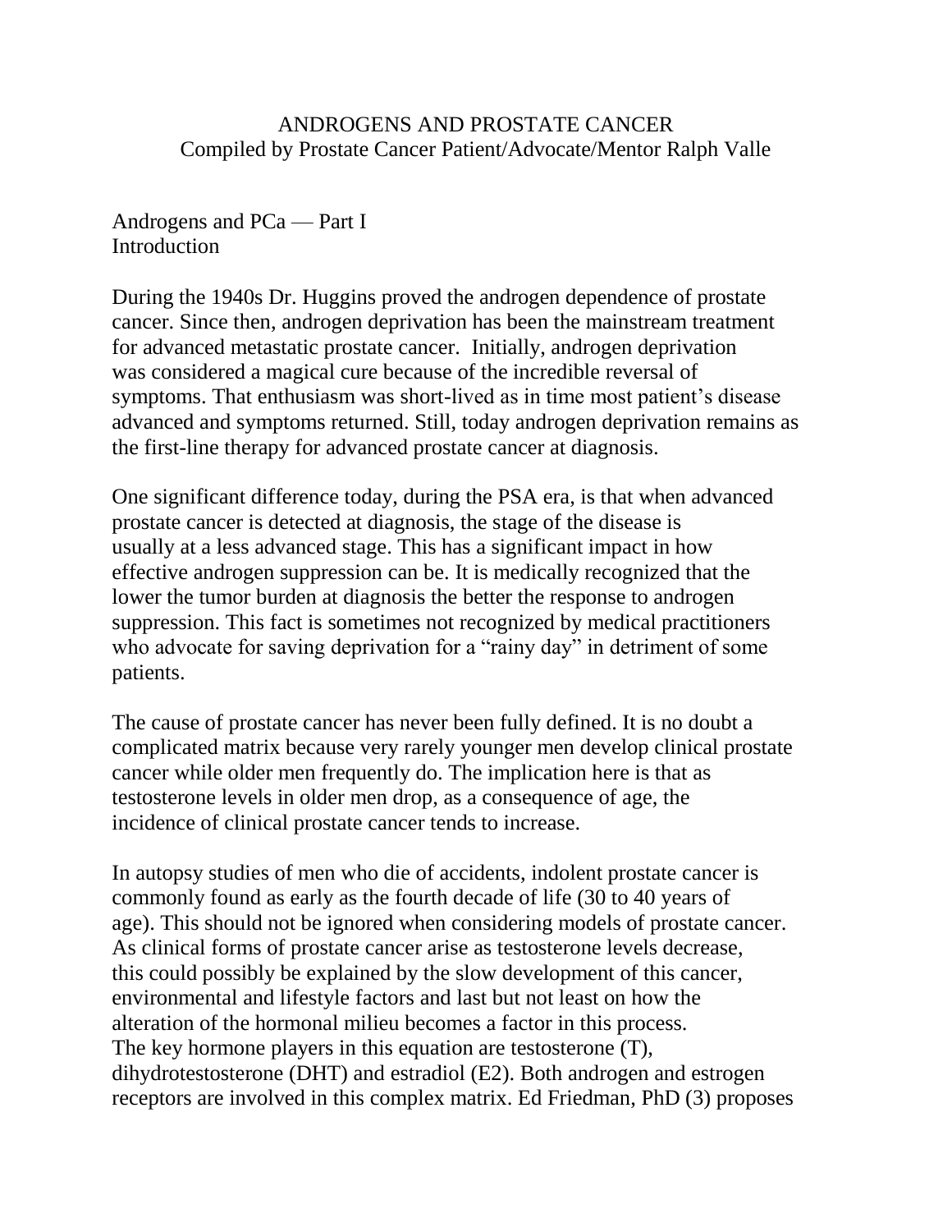# ANDROGENS AND PROSTATE CANCER

Compiled by Prostate Cancer Patient/Advocate/Mentor Ralph Valle

## Androgens and PCa — Part I

### Introduction

During the 1940s Dr. Huggins proved the androgen dependence of prostate cancer. Since then, androgen deprivation has been the mainstream treatment for advanced metastatic prostate cancer. Initially, androgen deprivation was considered a magical cure because of the incredible reversal of symptoms. That enthusiasm was short-lived as in time most patient's disease advanced and symptoms returned. Still, today androgen deprivation remains as the first-line therapy for advanced prostate cancer at diagnosis.

One significant difference today, during the PSA era, is that when advanced prostate cancer is detected at diagnosis, the stage of the disease is usually at a less advanced stage. This has a significant impact in how effective androgen suppression can be. It is medically recognized that the lower the tumor burden at diagnosis the better the response to androgen suppression. This fact is sometimes not recognized by medical practitioners who advocate for saving deprivation for a "rainy day" in detriment of some patients.

The cause of prostate cancer has never been fully defined. It is no doubt a complicated matrix because very rarely younger men develop clinical prostate cancer while older men frequently do. The implication here is that as testosterone levels in older men drop, as a consequence of age, the incidence of clinical prostate cancer tends to increase.

In autopsy studies of men who die of accidents, indolent prostate cancer is commonly found as early as the fourth decade of life (30 to 40 years of age). This should not be ignored when considering models of prostate cancer. As clinical forms of prostate cancer arise as testosterone levels decrease, this could possibly be explained by the slow development of this cancer, environmental and lifestyle factors and last but not least on how the alteration of the hormonal milieu becomes a factor in this process. The key hormone players in this equation are testosterone (T), dihydrotestosterone (DHT) and estradiol (E2). Both androgen and estrogen receptors are involved in this complex matrix. Ed Friedman, PhD (3) proposes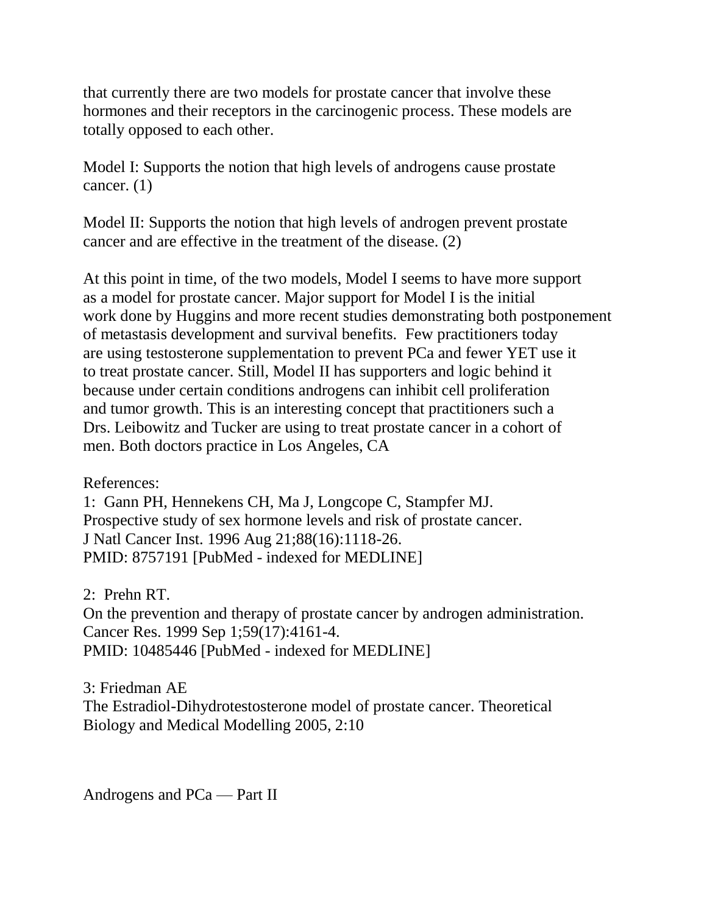that currently there are two models for prostate cancer that involve these hormones and their receptors in the carcinogenic process. These models are totally opposed to each other.

Model I: Supports the notion that high levels of androgens cause prostate cancer. (1)

Model II: Supports the notion that high levels of androgen prevent prostate cancer and are effective in the treatment of the disease. (2)

At this point in time, of the two models, Model I seems to have more support as a model for prostate cancer. Major support for Model I is the initial work done by Huggins and more recent studies demonstrating both postponement of metastasis development and survival benefits. Few practitioners today are using testosterone supplementation to prevent PCa and fewer YET use it to treat prostate cancer. Still, Model II has supporters and logic behind it because under certain conditions androgens can inhibit cell proliferation and tumor growth. This is an interesting concept that practitioners such a Drs. Leibowitz and Tucker are using to treat prostate cancer in a cohort of men. Both doctors practice in Los Angeles, CA

References:

1: Gann PH, Hennekens CH, Ma J, Longcope C, Stampfer MJ.
Prospective study of sex hormone levels and risk of prostate cancer.
J Natl Cancer Inst. 1996 Aug 21;88(16):1118-26.
PMID: 8757191 [PubMed - indexed for MEDLINE]

2: Prehn RT.
On the prevention and therapy of prostate cancer by androgen administration.
Cancer Res. 1999 Sep 1;59(17):4161-4.
PMID: 10485446 [PubMed - indexed for MEDLINE]

3: Friedman AE
The Estradiol-Dihydrotestosterone model of prostate cancer. Theoretical Biology and Medical Modelling 2005, 2:10

## Androgens and PCa — Part II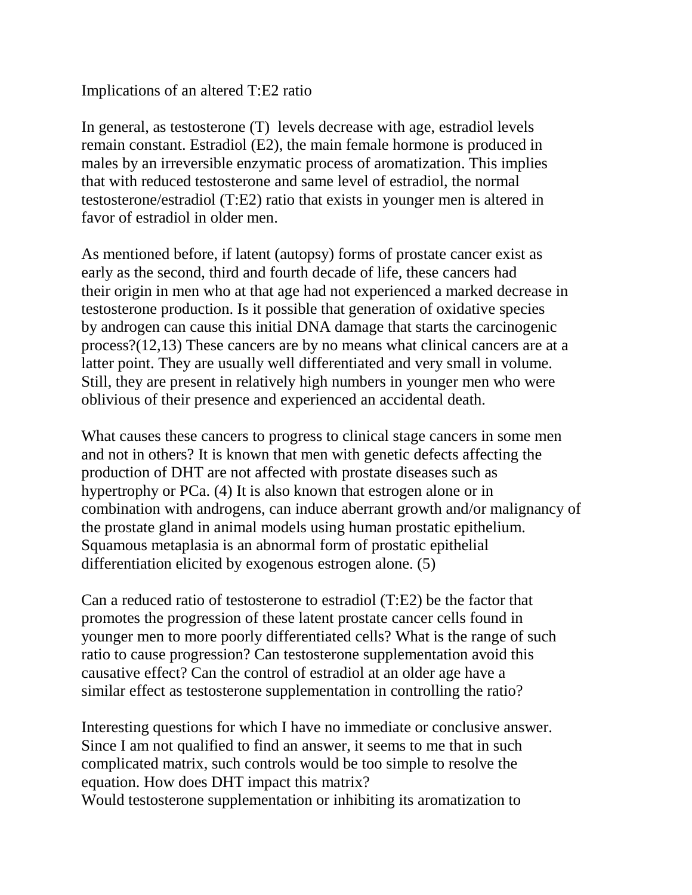## Implications of an altered T:E2 ratio

In general, as testosterone (T) levels decrease with age, estradiol levels remain constant. Estradiol (E2), the main female hormone is produced in males by an irreversible enzymatic process of aromatization. This implies that with reduced testosterone and same level of estradiol, the normal testosterone/estradiol (T:E2) ratio that exists in younger men is altered in favor of estradiol in older men.

As mentioned before, if latent (autopsy) forms of prostate cancer exist as early as the second, third and fourth decade of life, these cancers had their origin in men who at that age had not experienced a marked decrease in testosterone production. Is it possible that generation of oxidative species by androgen can cause this initial DNA damage that starts the carcinogenic process?(12,13) These cancers are by no means what clinical cancers are at a latter point. They are usually well differentiated and very small in volume. Still, they are present in relatively high numbers in younger men who were oblivious of their presence and experienced an accidental death.

What causes these cancers to progress to clinical stage cancers in some men and not in others? It is known that men with genetic defects affecting the production of DHT are not affected with prostate diseases such as hypertrophy or PCa. (4) It is also known that estrogen alone or in combination with androgens, can induce aberrant growth and/or malignancy of the prostate gland in animal models using human prostatic epithelium. Squamous metaplasia is an abnormal form of prostatic epithelial differentiation elicited by exogenous estrogen alone. (5)

Can a reduced ratio of testosterone to estradiol (T:E2) be the factor that promotes the progression of these latent prostate cancer cells found in younger men to more poorly differentiated cells? What is the range of such ratio to cause progression? Can testosterone supplementation avoid this causative effect? Can the control of estradiol at an older age have a similar effect as testosterone supplementation in controlling the ratio?

Interesting questions for which I have no immediate or conclusive answer. Since I am not qualified to find an answer, it seems to me that in such complicated matrix, such controls would be too simple to resolve the equation. How does DHT impact this matrix?
Would testosterone supplementation or inhibiting its aromatization to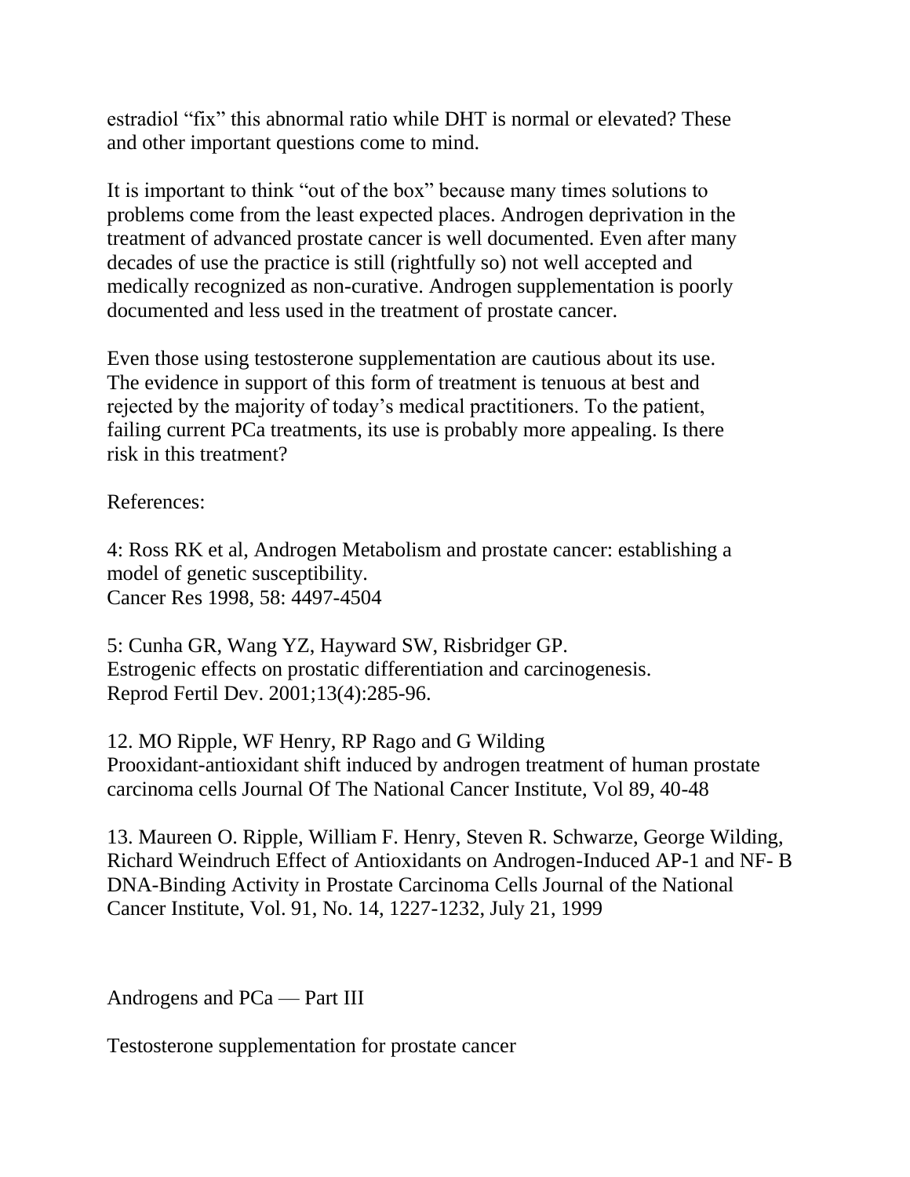estradiol “fix” this abnormal ratio while DHT is normal or elevated? These and other important questions come to mind.

It is important to think “out of the box” because many times solutions to problems come from the least expected places. Androgen deprivation in the treatment of advanced prostate cancer is well documented. Even after many decades of use the practice is still (rightfully so) not well accepted and medically recognized as non-curative. Androgen supplementation is poorly documented and less used in the treatment of prostate cancer.

Even those using testosterone supplementation are cautious about its use. The evidence in support of this form of treatment is tenuous at best and rejected by the majority of today’s medical practitioners. To the patient, failing current PCa treatments, its use is probably more appealing. Is there risk in this treatment?

References:

4: Ross RK et al, Androgen Metabolism and prostate cancer: establishing a model of genetic susceptibility.
Cancer Res 1998, 58: 4497-4504

5: Cunha GR, Wang YZ, Hayward SW, Risbridger GP.
Estrogenic effects on prostatic differentiation and carcinogenesis.
Reprod Fertil Dev. 2001;13(4):285-96.

12. MO Ripple, WF Henry, RP Rago and G Wilding
Prooxidant-antioxidant shift induced by androgen treatment of human prostate carcinoma cells Journal Of The National Cancer Institute, Vol 89, 40-48

13. Maureen O. Ripple, William F. Henry, Steven R. Schwarze, George Wilding, Richard Weindruch Effect of Antioxidants on Androgen-Induced AP-1 and NF- B DNA-Binding Activity in Prostate Carcinoma Cells Journal of the National Cancer Institute, Vol. 91, No. 14, 1227-1232, July 21, 1999

## Androgens and PCa — Part III

Testosterone supplementation for prostate cancer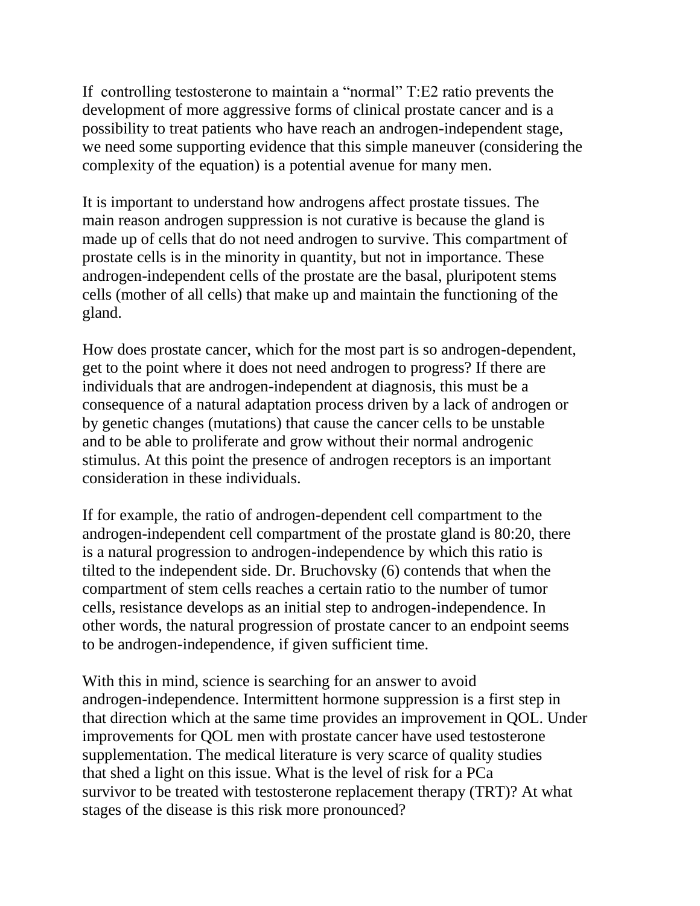If controlling testosterone to maintain a "normal" T:E2 ratio prevents the development of more aggressive forms of clinical prostate cancer and is a possibility to treat patients who have reach an androgen-independent stage, we need some supporting evidence that this simple maneuver (considering the complexity of the equation) is a potential avenue for many men.

It is important to understand how androgens affect prostate tissues. The main reason androgen suppression is not curative is because the gland is made up of cells that do not need androgen to survive. This compartment of prostate cells is in the minority in quantity, but not in importance. These androgen-independent cells of the prostate are the basal, pluripotent stems cells (mother of all cells) that make up and maintain the functioning of the gland.

How does prostate cancer, which for the most part is so androgen-dependent, get to the point where it does not need androgen to progress? If there are individuals that are androgen-independent at diagnosis, this must be a consequence of a natural adaptation process driven by a lack of androgen or by genetic changes (mutations) that cause the cancer cells to be unstable and to be able to proliferate and grow without their normal androgenic stimulus. At this point the presence of androgen receptors is an important consideration in these individuals.

If for example, the ratio of androgen-dependent cell compartment to the androgen-independent cell compartment of the prostate gland is 80:20, there is a natural progression to androgen-independence by which this ratio is tilted to the independent side. Dr. Bruchovsky (6) contends that when the compartment of stem cells reaches a certain ratio to the number of tumor cells, resistance develops as an initial step to androgen-independence. In other words, the natural progression of prostate cancer to an endpoint seems to be androgen-independence, if given sufficient time.

With this in mind, science is searching for an answer to avoid androgen-independence. Intermittent hormone suppression is a first step in that direction which at the same time provides an improvement in QOL. Under improvements for QOL men with prostate cancer have used testosterone supplementation. The medical literature is very scarce of quality studies that shed a light on this issue. What is the level of risk for a PCa survivor to be treated with testosterone replacement therapy (TRT)? At what stages of the disease is this risk more pronounced?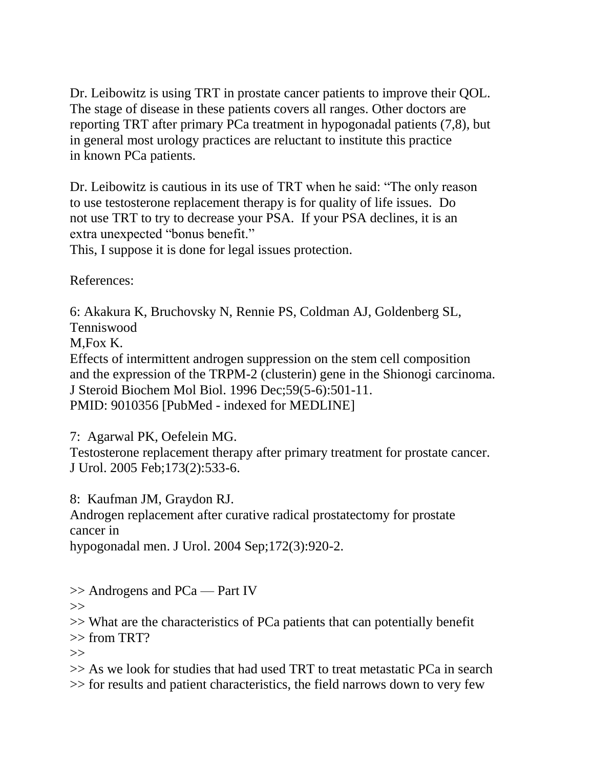Dr. Leibowitz is using TRT in prostate cancer patients to improve their QOL. The stage of disease in these patients covers all ranges. Other doctors are reporting TRT after primary PCa treatment in hypogonadal patients (7,8), but in general most urology practices are reluctant to institute this practice in known PCa patients.

Dr. Leibowitz is cautious in its use of TRT when he said: "The only reason to use testosterone replacement therapy is for quality of life issues. Do not use TRT to try to decrease your PSA. If your PSA declines, it is an extra unexpected "bonus benefit."
This, I suppose it is done for legal issues protection.

References:

6: Akakura K, Bruchovsky N, Rennie PS, Coldman AJ, Goldenberg SL, Tenniswood
M,Fox K.
Effects of intermittent androgen suppression on the stem cell composition and the expression of the TRPM-2 (clusterin) gene in the Shionogi carcinoma.
J Steroid Biochem Mol Biol. 1996 Dec;59(5-6):501-11.
PMID: 9010356 [PubMed - indexed for MEDLINE]

7: Agarwal PK, Oefelein MG.
Testosterone replacement therapy after primary treatment for prostate cancer.
J Urol. 2005 Feb;173(2):533-6.

8: Kaufman JM, Graydon RJ.
Androgen replacement after curative radical prostatectomy for prostate cancer in
hypogonadal men. J Urol. 2004 Sep;172(3):920-2.

>> Androgens and PCa — Part IV
>>
>> What are the characteristics of PCa patients that can potentially benefit
>> from TRT?
>>
>> As we look for studies that had used TRT to treat metastatic PCa in search
>> for results and patient characteristics, the field narrows down to very few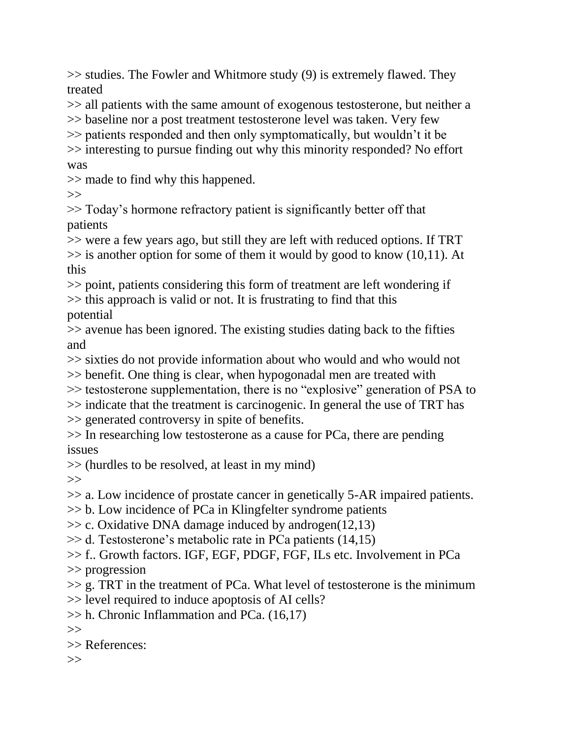>> studies. The Fowler and Whitmore study (9) is extremely flawed. They treated
>> all patients with the same amount of exogenous testosterone, but neither a
>> baseline nor a post treatment testosterone level was taken. Very few
>> patients responded and then only symptomatically, but wouldn't it be
>> interesting to pursue finding out why this minority responded? No effort was
>> made to find why this happened.
>>
>> Today's hormone refractory patient is significantly better off that patients
>> were a few years ago, but still they are left with reduced options. If TRT
>> is another option for some of them it would by good to know (10,11). At this
>> point, patients considering this form of treatment are left wondering if
>> this approach is valid or not. It is frustrating to find that this potential
>> avenue has been ignored. The existing studies dating back to the fifties and
>> sixties do not provide information about who would and who would not
>> benefit. One thing is clear, when hypogonadal men are treated with
>> testosterone supplementation, there is no "explosive" generation of PSA to
>> indicate that the treatment is carcinogenic. In general the use of TRT has
>> generated controversy in spite of benefits.
>> In researching low testosterone as a cause for PCa, there are pending issues
>> (hurdles to be resolved, at least in my mind)
>>
>> a. Low incidence of prostate cancer in genetically 5-AR impaired patients.
>> b. Low incidence of PCa in Klingfelter syndrome patients
>> c. Oxidative DNA damage induced by androgen(12,13)
>> d. Testosterone's metabolic rate in PCa patients (14,15)
>> f.. Growth factors. IGF, EGF, PDGF, FGF, ILs etc. Involvement in PCa
>> progression
>> g. TRT in the treatment of PCa. What level of testosterone is the minimum
>> level required to induce apoptosis of AI cells?
>> h. Chronic Inflammation and PCa. (16,17)
>>
>> References:
>>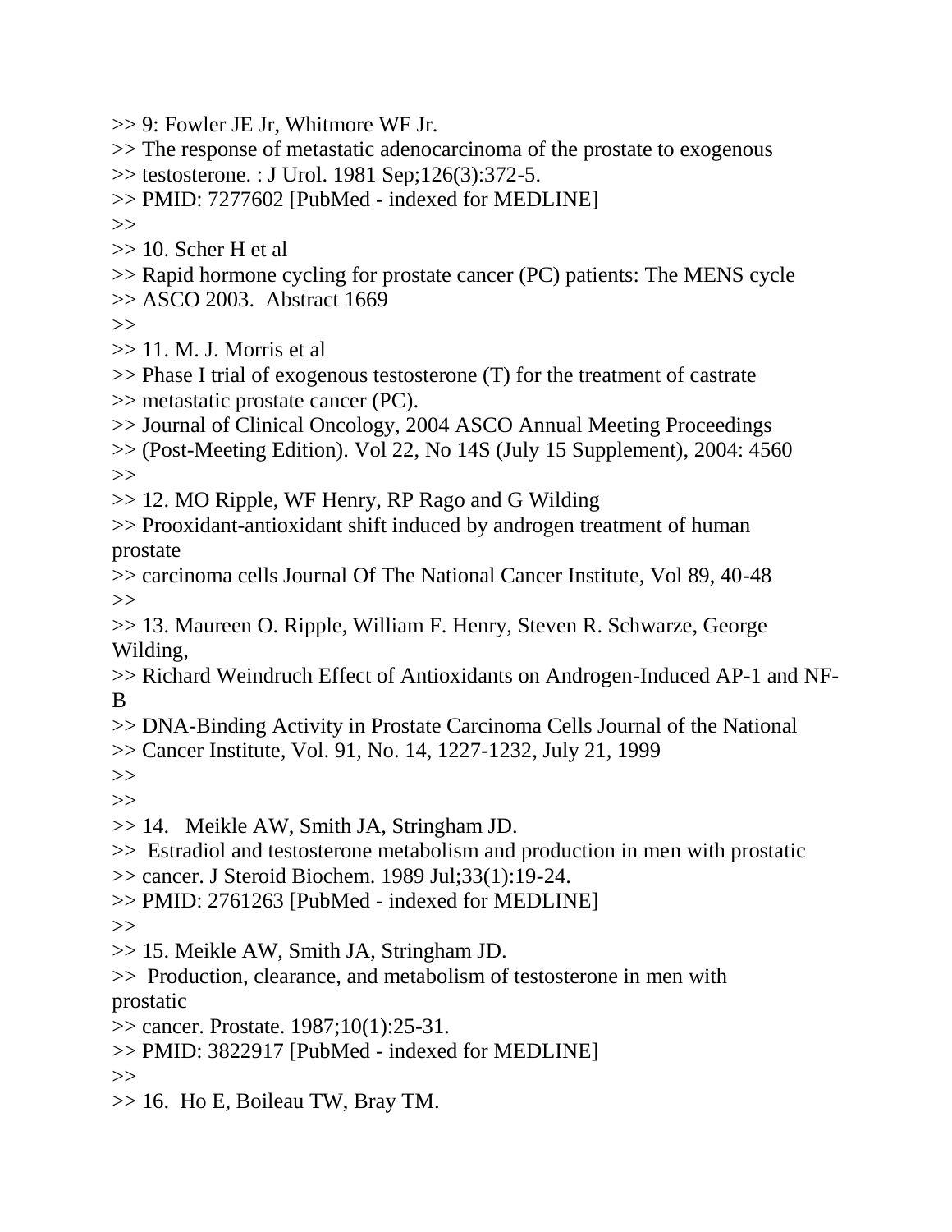>> 9: Fowler JE Jr, Whitmore WF Jr.
>> The response of metastatic adenocarcinoma of the prostate to exogenous
>> testosterone. : J Urol. 1981 Sep;126(3):372-5.
>> PMID: 7277602 [PubMed - indexed for MEDLINE]
>>
>> 10. Scher H et al
>> Rapid hormone cycling for prostate cancer (PC) patients: The MENS cycle
>> ASCO 2003.  Abstract 1669
>>
>> 11. M. J. Morris et al
>> Phase I trial of exogenous testosterone (T) for the treatment of castrate
>> metastatic prostate cancer (PC).
>> Journal of Clinical Oncology, 2004 ASCO Annual Meeting Proceedings
>> (Post-Meeting Edition). Vol 22, No 14S (July 15 Supplement), 2004: 4560
>>
>> 12. MO Ripple, WF Henry, RP Rago and G Wilding
>> Prooxidant-antioxidant shift induced by androgen treatment of human
prostate
>> carcinoma cells Journal Of The National Cancer Institute, Vol 89, 40-48
>>
>> 13. Maureen O. Ripple, William F. Henry, Steven R. Schwarze, George
Wilding,
>> Richard Weindruch Effect of Antioxidants on Androgen-Induced AP-1 and NF-
B
>> DNA-Binding Activity in Prostate Carcinoma Cells Journal of the National
>> Cancer Institute, Vol. 91, No. 14, 1227-1232, July 21, 1999
>>
>>
>> 14.   Meikle AW, Smith JA, Stringham JD.
>>  Estradiol and testosterone metabolism and production in men with prostatic
>> cancer. J Steroid Biochem. 1989 Jul;33(1):19-24.
>> PMID: 2761263 [PubMed - indexed for MEDLINE]
>>
>> 15. Meikle AW, Smith JA, Stringham JD.
>>  Production, clearance, and metabolism of testosterone in men with
prostatic
>> cancer. Prostate. 1987;10(1):25-31.
>> PMID: 3822917 [PubMed - indexed for MEDLINE]
>>
>> 16.  Ho E, Boileau TW, Bray TM.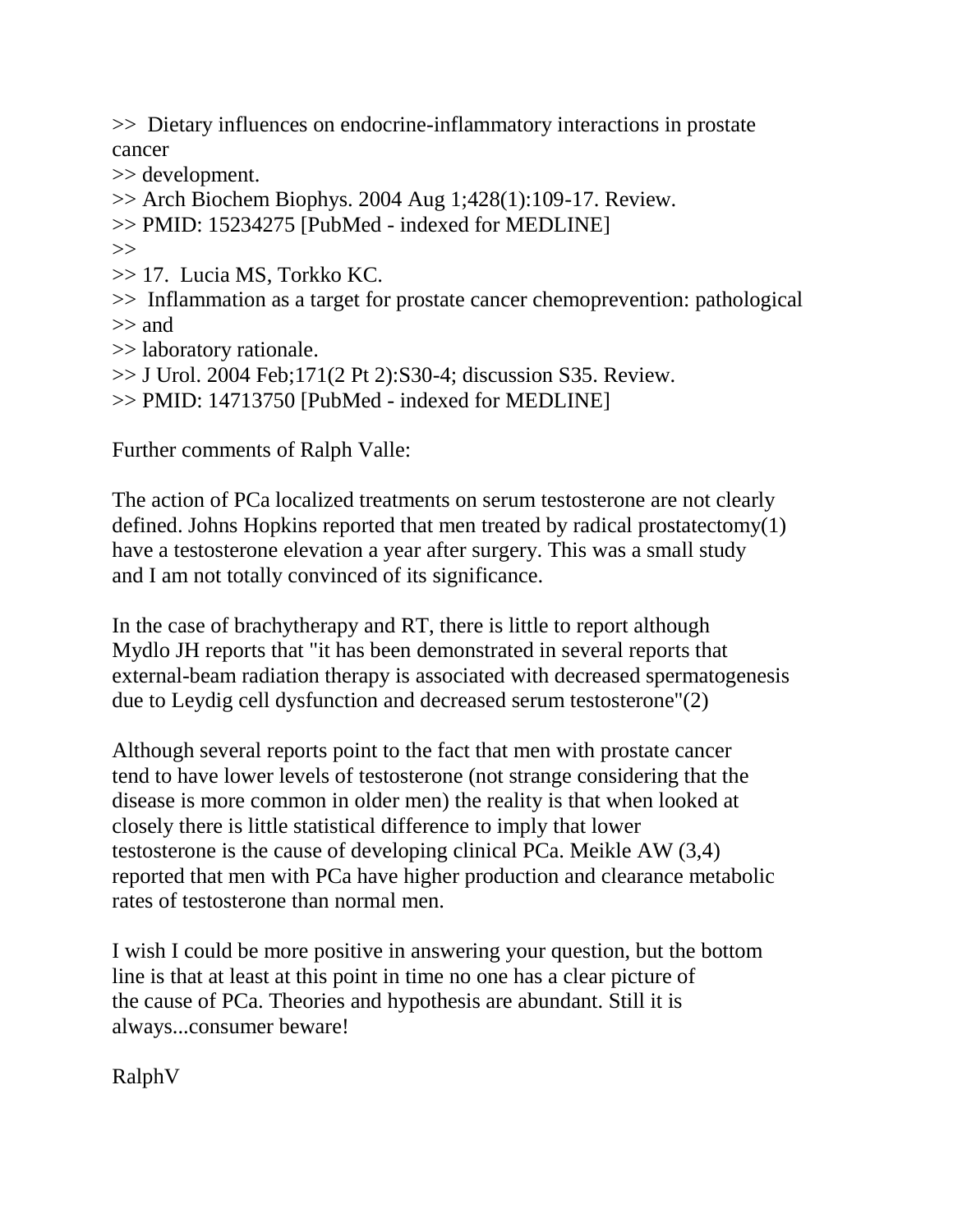>>  Dietary influences on endocrine-inflammatory interactions in prostate cancer
>> development.
>> Arch Biochem Biophys. 2004 Aug 1;428(1):109-17. Review.
>> PMID: 15234275 [PubMed - indexed for MEDLINE]
>>
>> 17.  Lucia MS, Torkko KC.
>>  Inflammation as a target for prostate cancer chemoprevention: pathological
>> and
>> laboratory rationale.
>> J Urol. 2004 Feb;171(2 Pt 2):S30-4; discussion S35. Review.
>> PMID: 14713750 [PubMed - indexed for MEDLINE]

Further comments of Ralph Valle:

The action of PCa localized treatments on serum testosterone are not clearly defined. Johns Hopkins reported that men treated by radical prostatectomy(1) have a testosterone elevation a year after surgery. This was a small study and I am not totally convinced of its significance.

In the case of brachytherapy and RT, there is little to report although Mydlo JH reports that "it has been demonstrated in several reports that external-beam radiation therapy is associated with decreased spermatogenesis due to Leydig cell dysfunction and decreased serum testosterone"(2)

Although several reports point to the fact that men with prostate cancer tend to have lower levels of testosterone (not strange considering that the disease is more common in older men) the reality is that when looked at closely there is little statistical difference to imply that lower testosterone is the cause of developing clinical PCa. Meikle AW (3,4) reported that men with PCa have higher production and clearance metabolic rates of testosterone than normal men.

I wish I could be more positive in answering your question, but the bottom line is that at least at this point in time no one has a clear picture of the cause of PCa. Theories and hypothesis are abundant. Still it is always...consumer beware!

RalphV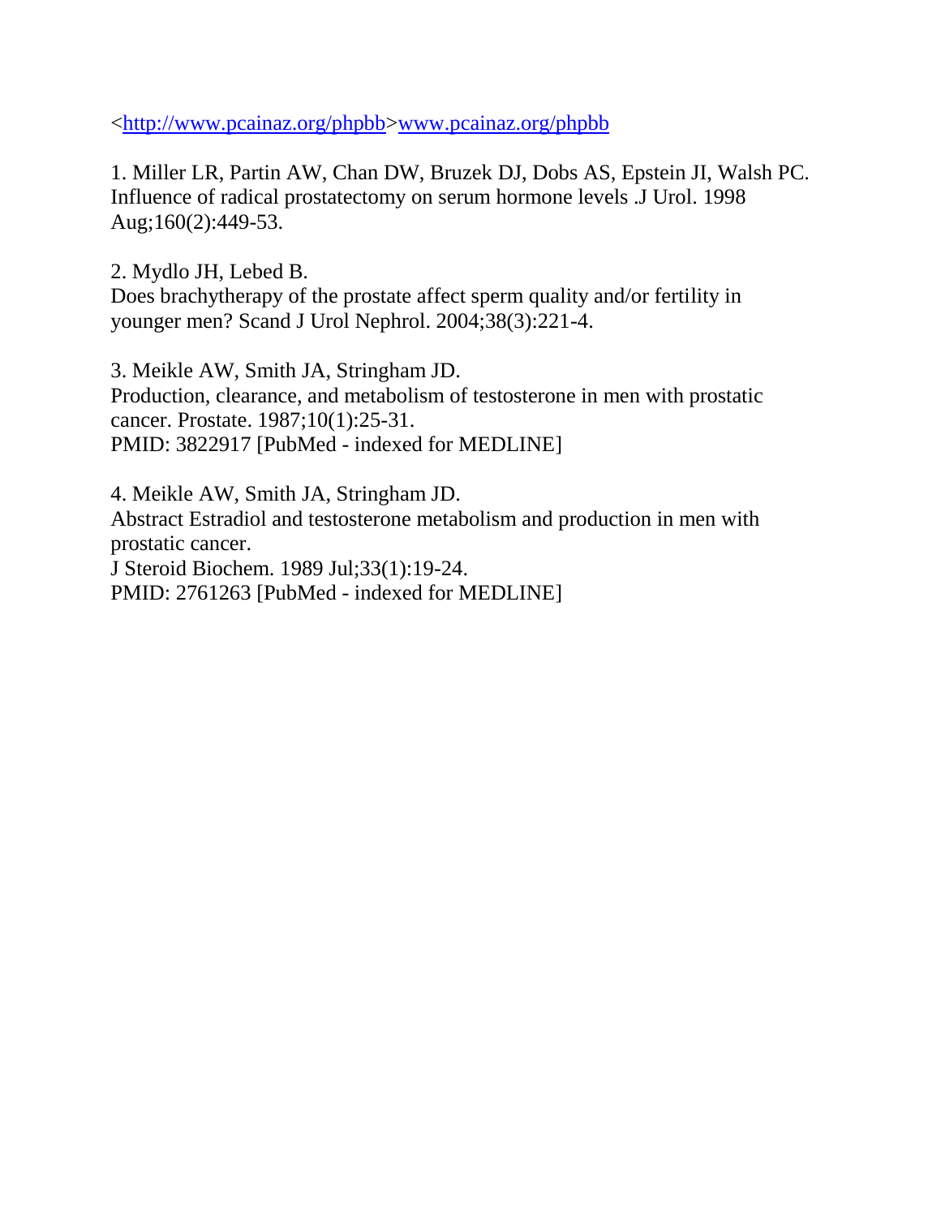<http://www.pcainaz.org/phpbb>www.pcainaz.org/phpbb

1. Miller LR, Partin AW, Chan DW, Bruzek DJ, Dobs AS, Epstein JI, Walsh PC. Influence of radical prostatectomy on serum hormone levels .J Urol. 1998 Aug;160(2):449-53.

2. Mydlo JH, Lebed B.
Does brachytherapy of the prostate affect sperm quality and/or fertility in younger men? Scand J Urol Nephrol. 2004;38(3):221-4.

3. Meikle AW, Smith JA, Stringham JD.
Production, clearance, and metabolism of testosterone in men with prostatic cancer. Prostate. 1987;10(1):25-31.
PMID: 3822917 [PubMed - indexed for MEDLINE]

4. Meikle AW, Smith JA, Stringham JD.
Abstract Estradiol and testosterone metabolism and production in men with prostatic cancer.
J Steroid Biochem. 1989 Jul;33(1):19-24.
PMID: 2761263 [PubMed - indexed for MEDLINE]